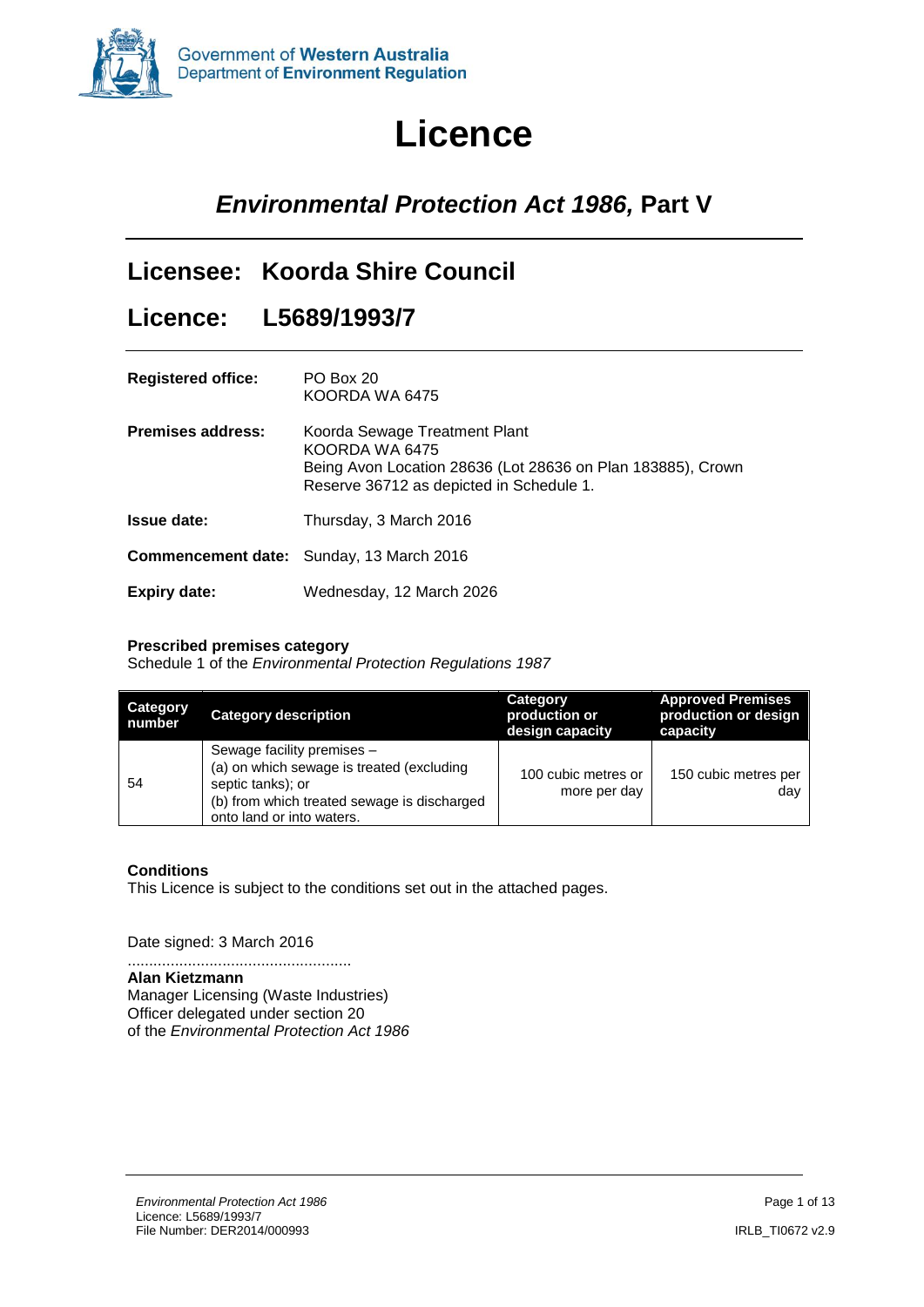Government of **Western Australia**
Department of **Environment Regulation**

# Licence

## *Environmental Protection Act 1986,* Part V

## Licensee: Koorda Shire Council

## Licence: L5689/1993/7

**Registered office:** PO Box 20
KOORDA WA 6475

**Premises address:** Koorda Sewage Treatment Plant
KOORDA WA 6475
Being Avon Location 28636 (Lot 28636 on Plan 183885), Crown Reserve 36712 as depicted in Schedule 1.

**Issue date:** Thursday, 3 March 2016

**Commencement date:** Sunday, 13 March 2016

**Expiry date:** Wednesday, 12 March 2026

**Prescribed premises category**
Schedule 1 of the *Environmental Protection Regulations 1987*

| Category number | Category description | Category production or design capacity | Approved Premises production or design capacity |
|---|---|---|---|
| 54 | Sewage facility premises – (a) on which sewage is treated (excluding septic tanks); or (b) from which treated sewage is discharged onto land or into waters. | 100 cubic metres or more per day | 150 cubic metres per day |

**Conditions**
This Licence is subject to the conditions set out in the attached pages.

Date signed: 3 March 2016

....................................................
**Alan Kietzmann**
Manager Licensing (Waste Industries)
Officer delegated under section 20
of the *Environmental Protection Act 1986*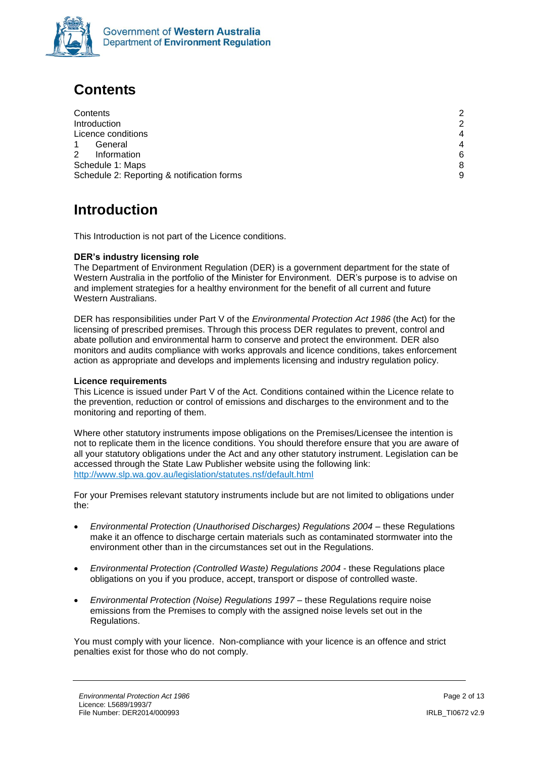# Contents

| | |
|---|---|
| Contents | 2 |
| Introduction | 2 |
| Licence conditions | 4 |
| 1 General | 4 |
| 2 Information | 6 |
| Schedule 1: Maps | 8 |
| Schedule 2: Reporting & notification forms | 9 |

# Introduction

This Introduction is not part of the Licence conditions.

**DER's industry licensing role**

The Department of Environment Regulation (DER) is a government department for the state of Western Australia in the portfolio of the Minister for Environment. DER's purpose is to advise on and implement strategies for a healthy environment for the benefit of all current and future Western Australians.

DER has responsibilities under Part V of the *Environmental Protection Act 1986* (the Act) for the licensing of prescribed premises. Through this process DER regulates to prevent, control and abate pollution and environmental harm to conserve and protect the environment. DER also monitors and audits compliance with works approvals and licence conditions, takes enforcement action as appropriate and develops and implements licensing and industry regulation policy.

**Licence requirements**

This Licence is issued under Part V of the Act. Conditions contained within the Licence relate to the prevention, reduction or control of emissions and discharges to the environment and to the monitoring and reporting of them.

Where other statutory instruments impose obligations on the Premises/Licensee the intention is not to replicate them in the licence conditions. You should therefore ensure that you are aware of all your statutory obligations under the Act and any other statutory instrument. Legislation can be accessed through the State Law Publisher website using the following link: http://www.slp.wa.gov.au/legislation/statutes.nsf/default.html

For your Premises relevant statutory instruments include but are not limited to obligations under the:

- *Environmental Protection (Unauthorised Discharges) Regulations 2004* – these Regulations make it an offence to discharge certain materials such as contaminated stormwater into the environment other than in the circumstances set out in the Regulations.
- *Environmental Protection (Controlled Waste) Regulations 2004* - these Regulations place obligations on you if you produce, accept, transport or dispose of controlled waste.
- *Environmental Protection (Noise) Regulations 1997* – these Regulations require noise emissions from the Premises to comply with the assigned noise levels set out in the Regulations.

You must comply with your licence. Non-compliance with your licence is an offence and strict penalties exist for those who do not comply.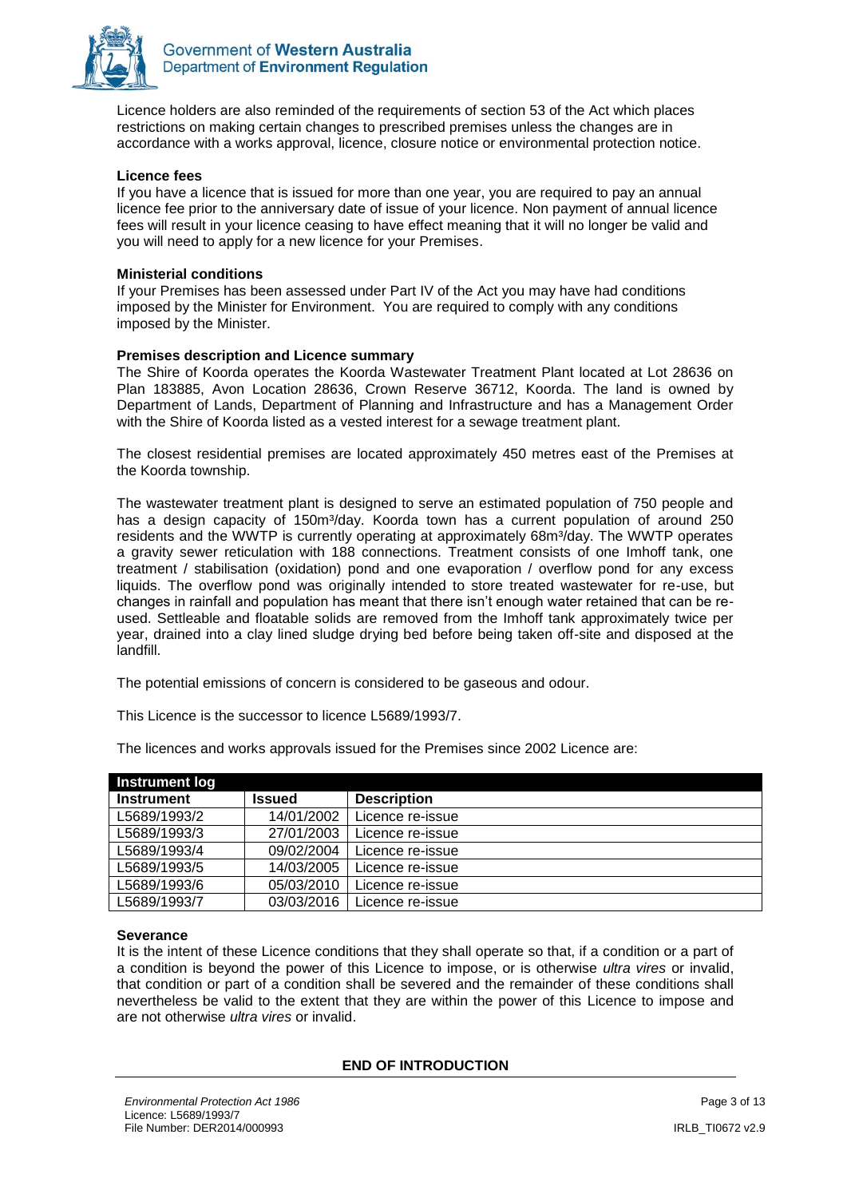Licence holders are also reminded of the requirements of section 53 of the Act which places restrictions on making certain changes to prescribed premises unless the changes are in accordance with a works approval, licence, closure notice or environmental protection notice.

**Licence fees**

If you have a licence that is issued for more than one year, you are required to pay an annual licence fee prior to the anniversary date of issue of your licence. Non payment of annual licence fees will result in your licence ceasing to have effect meaning that it will no longer be valid and you will need to apply for a new licence for your Premises.

**Ministerial conditions**

If your Premises has been assessed under Part IV of the Act you may have had conditions imposed by the Minister for Environment. You are required to comply with any conditions imposed by the Minister.

**Premises description and Licence summary**

The Shire of Koorda operates the Koorda Wastewater Treatment Plant located at Lot 28636 on Plan 183885, Avon Location 28636, Crown Reserve 36712, Koorda. The land is owned by Department of Lands, Department of Planning and Infrastructure and has a Management Order with the Shire of Koorda listed as a vested interest for a sewage treatment plant.

The closest residential premises are located approximately 450 metres east of the Premises at the Koorda township.

The wastewater treatment plant is designed to serve an estimated population of 750 people and has a design capacity of 150m³/day. Koorda town has a current population of around 250 residents and the WWTP is currently operating at approximately 68m³/day. The WWTP operates a gravity sewer reticulation with 188 connections. Treatment consists of one Imhoff tank, one treatment / stabilisation (oxidation) pond and one evaporation / overflow pond for any excess liquids. The overflow pond was originally intended to store treated wastewater for re-use, but changes in rainfall and population has meant that there isn't enough water retained that can be re-used. Settleable and floatable solids are removed from the Imhoff tank approximately twice per year, drained into a clay lined sludge drying bed before being taken off-site and disposed at the landfill.

The potential emissions of concern is considered to be gaseous and odour.

This Licence is the successor to licence L5689/1993/7.

The licences and works approvals issued for the Premises since 2002 Licence are:

| **Instrument log** | | |
|---|---|---|
| **Instrument** | **Issued** | **Description** |
| L5689/1993/2 | 14/01/2002 | Licence re-issue |
| L5689/1993/3 | 27/01/2003 | Licence re-issue |
| L5689/1993/4 | 09/02/2004 | Licence re-issue |
| L5689/1993/5 | 14/03/2005 | Licence re-issue |
| L5689/1993/6 | 05/03/2010 | Licence re-issue |
| L5689/1993/7 | 03/03/2016 | Licence re-issue |

**Severance**

It is the intent of these Licence conditions that they shall operate so that, if a condition or a part of a condition is beyond the power of this Licence to impose, or is otherwise *ultra vires* or invalid, that condition or part of a condition shall be severed and the remainder of these conditions shall nevertheless be valid to the extent that they are within the power of this Licence to impose and are not otherwise *ultra vires* or invalid.

**END OF INTRODUCTION**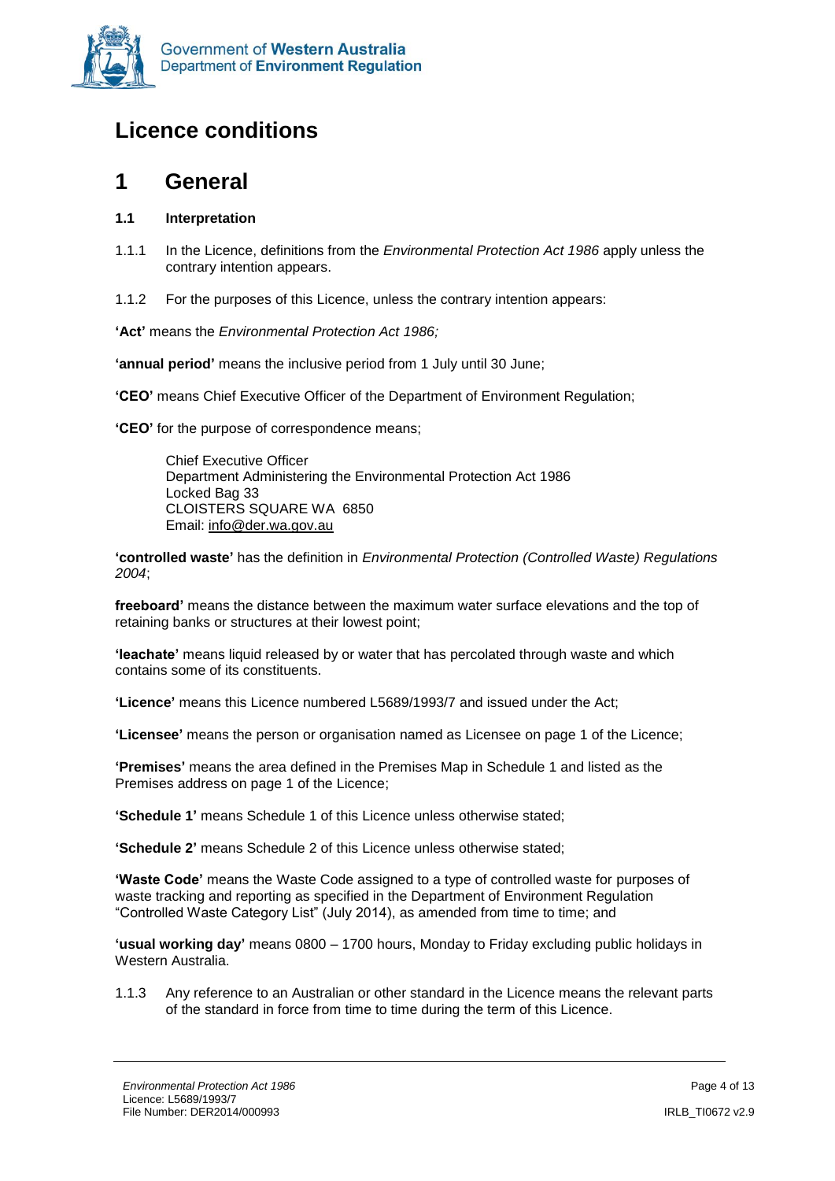# Licence conditions

## 1 General

### 1.1 Interpretation

1.1.1 In the Licence, definitions from the *Environmental Protection Act 1986* apply unless the contrary intention appears.

1.1.2 For the purposes of this Licence, unless the contrary intention appears:

**'Act'** means the *Environmental Protection Act 1986;*

**'annual period'** means the inclusive period from 1 July until 30 June;

**'CEO'** means Chief Executive Officer of the Department of Environment Regulation;

**'CEO'** for the purpose of correspondence means;

Chief Executive Officer
Department Administering the Environmental Protection Act 1986
Locked Bag 33
CLOISTERS SQUARE WA 6850
Email: info@der.wa.gov.au

**'controlled waste'** has the definition in *Environmental Protection (Controlled Waste) Regulations 2004*;

**freeboard'** means the distance between the maximum water surface elevations and the top of retaining banks or structures at their lowest point;

**'leachate'** means liquid released by or water that has percolated through waste and which contains some of its constituents.

**'Licence'** means this Licence numbered L5689/1993/7 and issued under the Act;

**'Licensee'** means the person or organisation named as Licensee on page 1 of the Licence;

**'Premises'** means the area defined in the Premises Map in Schedule 1 and listed as the Premises address on page 1 of the Licence;

**'Schedule 1'** means Schedule 1 of this Licence unless otherwise stated;

**'Schedule 2'** means Schedule 2 of this Licence unless otherwise stated;

**'Waste Code'** means the Waste Code assigned to a type of controlled waste for purposes of waste tracking and reporting as specified in the Department of Environment Regulation "Controlled Waste Category List" (July 2014), as amended from time to time; and

**'usual working day'** means 0800 – 1700 hours, Monday to Friday excluding public holidays in Western Australia.

1.1.3 Any reference to an Australian or other standard in the Licence means the relevant parts of the standard in force from time to time during the term of this Licence.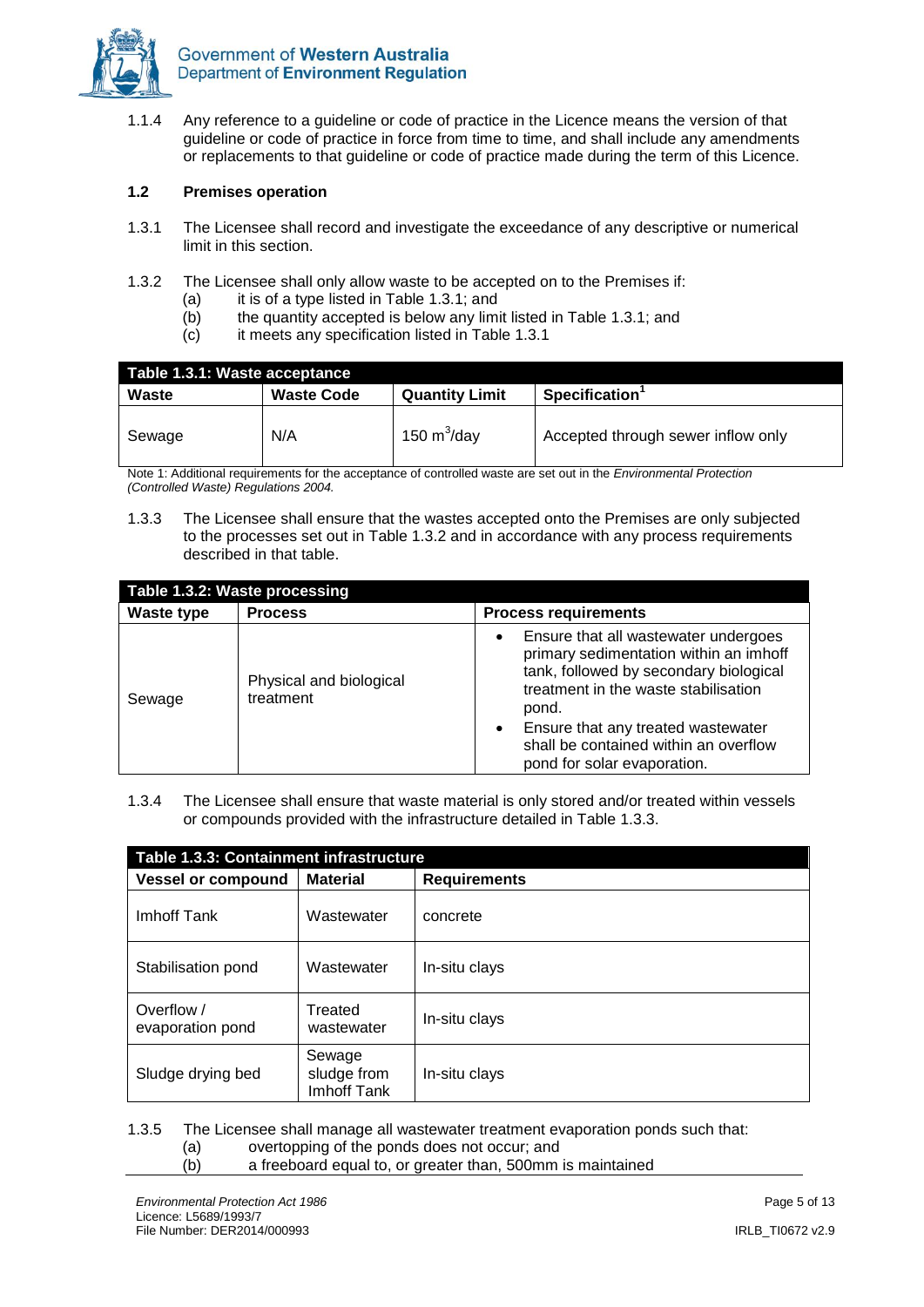1.1.4 Any reference to a guideline or code of practice in the Licence means the version of that guideline or code of practice in force from time to time, and shall include any amendments or replacements to that guideline or code of practice made during the term of this Licence.

### 1.2 Premises operation

1.3.1 The Licensee shall record and investigate the exceedance of any descriptive or numerical limit in this section.

1.3.2 The Licensee shall only allow waste to be accepted on to the Premises if:
- (a) it is of a type listed in Table 1.3.1; and
- (b) the quantity accepted is below any limit listed in Table 1.3.1; and
- (c) it meets any specification listed in Table 1.3.1

| Table 1.3.1: Waste acceptance | | | |
|---|---|---|---|
| **Waste** | **Waste Code** | **Quantity Limit** | **Specification**[1] |
| Sewage | N/A | 150 $m^3$/day | Accepted through sewer inflow only |

Note 1: Additional requirements for the acceptance of controlled waste are set out in the *Environmental Protection (Controlled Waste) Regulations 2004.*

1.3.3 The Licensee shall ensure that the wastes accepted onto the Premises are only subjected to the processes set out in Table 1.3.2 and in accordance with any process requirements described in that table.

| Table 1.3.2: Waste processing | | |
|---|---|---|
| **Waste type** | **Process** | **Process requirements** |
| Sewage | Physical and biological treatment | • Ensure that all wastewater undergoes primary sedimentation within an imhoff tank, followed by secondary biological treatment in the waste stabilisation pond.<br>• Ensure that any treated wastewater shall be contained within an overflow pond for solar evaporation. |

1.3.4 The Licensee shall ensure that waste material is only stored and/or treated within vessels or compounds provided with the infrastructure detailed in Table 1.3.3.

| Table 1.3.3: Containment infrastructure | | |
|---|---|---|
| **Vessel or compound** | **Material** | **Requirements** |
| Imhoff Tank | Wastewater | concrete |
| Stabilisation pond | Wastewater | In-situ clays |
| Overflow / evaporation pond | Treated wastewater | In-situ clays |
| Sludge drying bed | Sewage sludge from Imhoff Tank | In-situ clays |

1.3.5 The Licensee shall manage all wastewater treatment evaporation ponds such that:
- (a) overtopping of the ponds does not occur; and
- (b) a freeboard equal to, or greater than, 500mm is maintained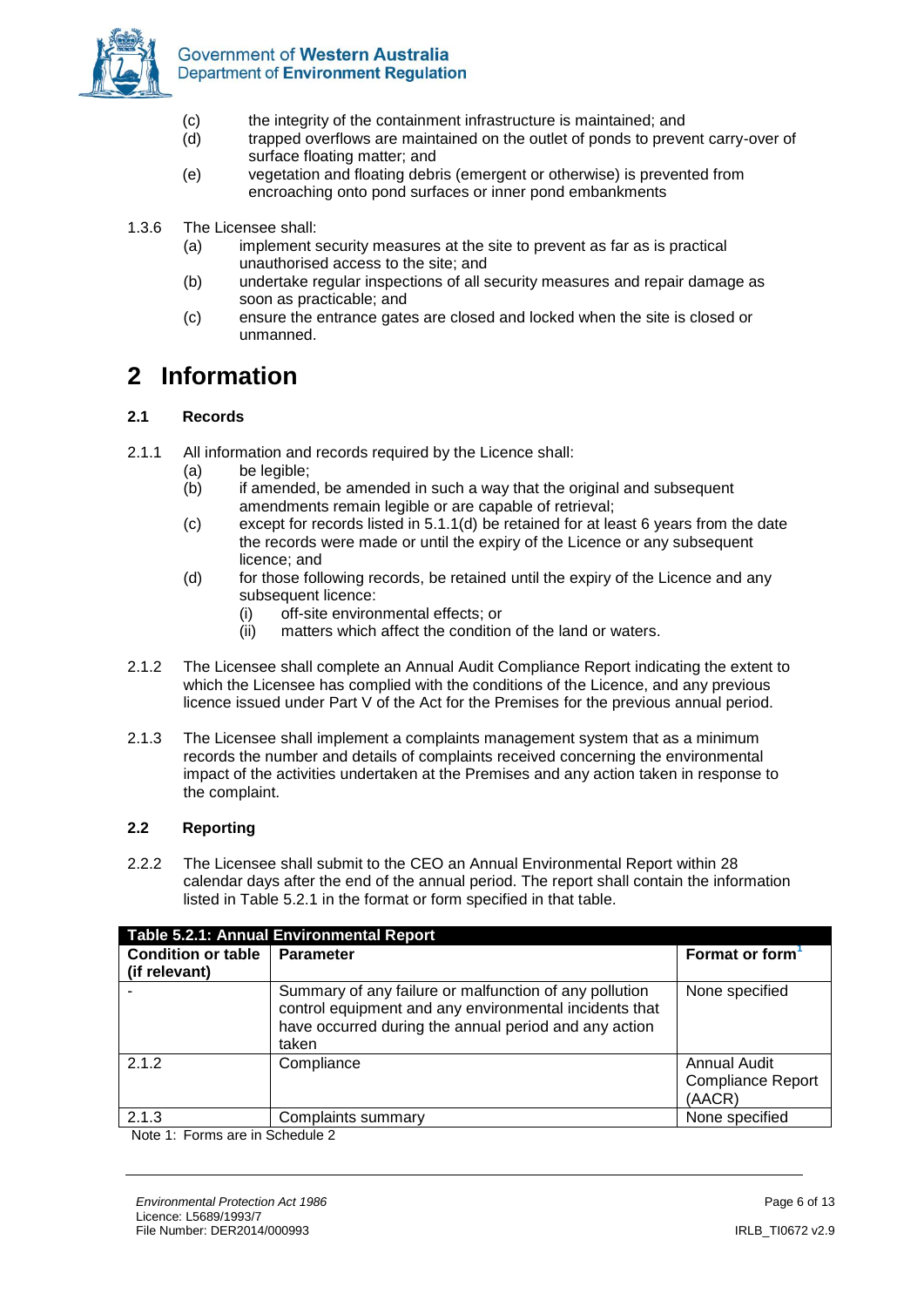(c) the integrity of the containment infrastructure is maintained; and
(d) trapped overflows are maintained on the outlet of ponds to prevent carry-over of surface floating matter; and
(e) vegetation and floating debris (emergent or otherwise) is prevented from encroaching onto pond surfaces or inner pond embankments

1.3.6 The Licensee shall:
- (a) implement security measures at the site to prevent as far as is practical unauthorised access to the site; and
- (b) undertake regular inspections of all security measures and repair damage as soon as practicable; and
- (c) ensure the entrance gates are closed and locked when the site is closed or unmanned.

# 2 Information

### 2.1 Records

2.1.1 All information and records required by the Licence shall:
- (a) be legible;
- (b) if amended, be amended in such a way that the original and subsequent amendments remain legible or are capable of retrieval;
- (c) except for records listed in 5.1.1(d) be retained for at least 6 years from the date the records were made or until the expiry of the Licence or any subsequent licence; and
- (d) for those following records, be retained until the expiry of the Licence and any subsequent licence:
  - (i) off-site environmental effects; or
  - (ii) matters which affect the condition of the land or waters.

2.1.2 The Licensee shall complete an Annual Audit Compliance Report indicating the extent to which the Licensee has complied with the conditions of the Licence, and any previous licence issued under Part V of the Act for the Premises for the previous annual period.

2.1.3 The Licensee shall implement a complaints management system that as a minimum records the number and details of complaints received concerning the environmental impact of the activities undertaken at the Premises and any action taken in response to the complaint.

### 2.2 Reporting

2.2.2 The Licensee shall submit to the CEO an Annual Environmental Report within 28 calendar days after the end of the annual period. The report shall contain the information listed in Table 5.2.1 in the format or form specified in that table.

**Table 5.2.1: Annual Environmental Report**

| Condition or table (if relevant) | Parameter | Format or form[1] |
|---|---|---|
| - | Summary of any failure or malfunction of any pollution control equipment and any environmental incidents that have occurred during the annual period and any action taken | None specified |
| 2.1.2 | Compliance | Annual Audit Compliance Report (AACR) |
| 2.1.3 | Complaints summary | None specified |

Note 1: Forms are in Schedule 2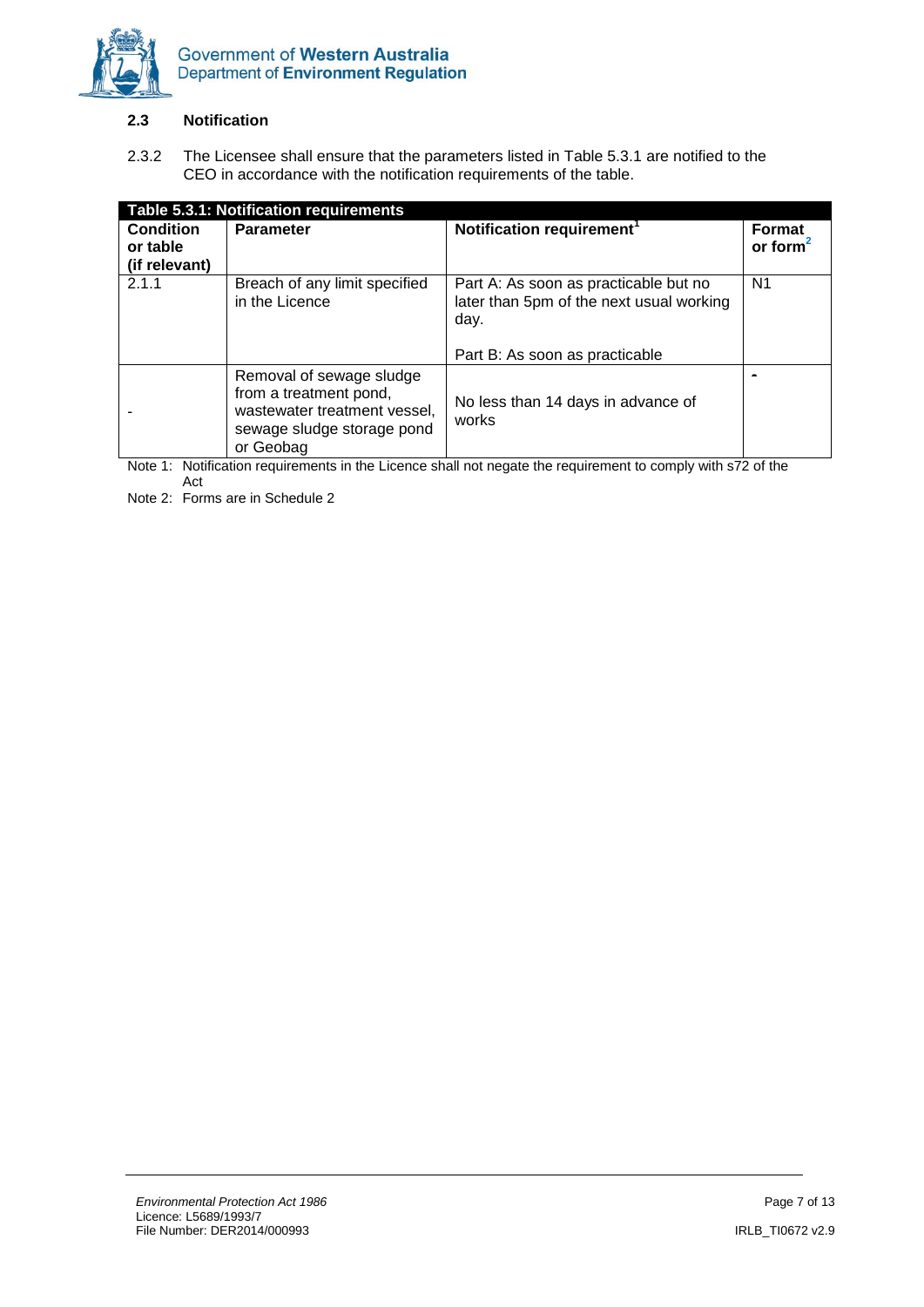### 2.3 Notification

2.3.2 The Licensee shall ensure that the parameters listed in Table 5.3.1 are notified to the CEO in accordance with the notification requirements of the table.

| **Table 5.3.1: Notification requirements** | | | |
|---|---|---|---|
| **Condition or table (if relevant)** | **Parameter** | **Notification requirement**[1] | **Format or form**[2] |
| 2.1.1 | Breach of any limit specified in the Licence | Part A: As soon as practicable but no later than 5pm of the next usual working day.<br><br>Part B: As soon as practicable | N1 |
| - | Removal of sewage sludge from a treatment pond, wastewater treatment vessel, sewage sludge storage pond or Geobag | No less than 14 days in advance of works | - |

Note 1: Notification requirements in the Licence shall not negate the requirement to comply with s72 of the Act

Note 2: Forms are in Schedule 2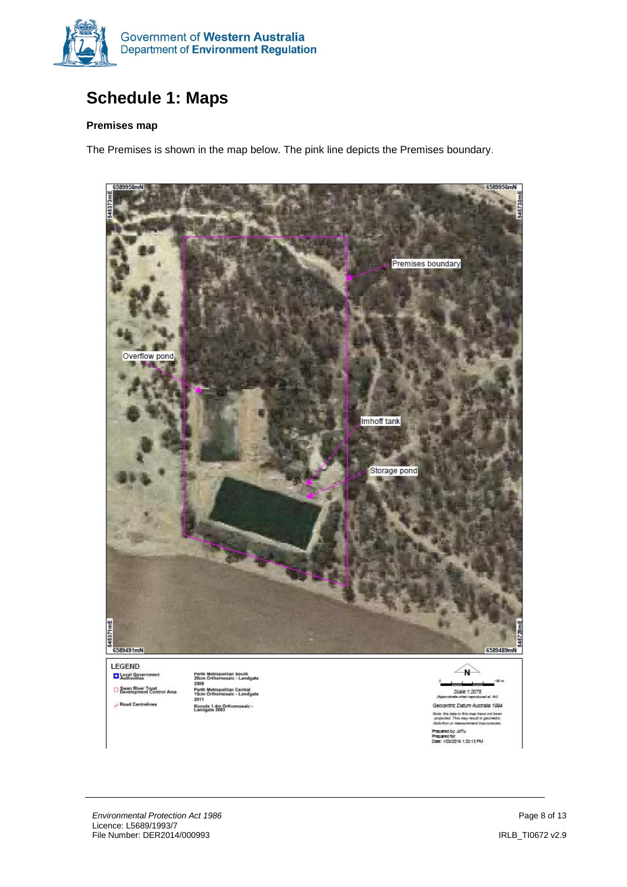# Schedule 1: Maps

**Premises map**

The Premises is shown in the map below. The pink line depicts the Premises boundary.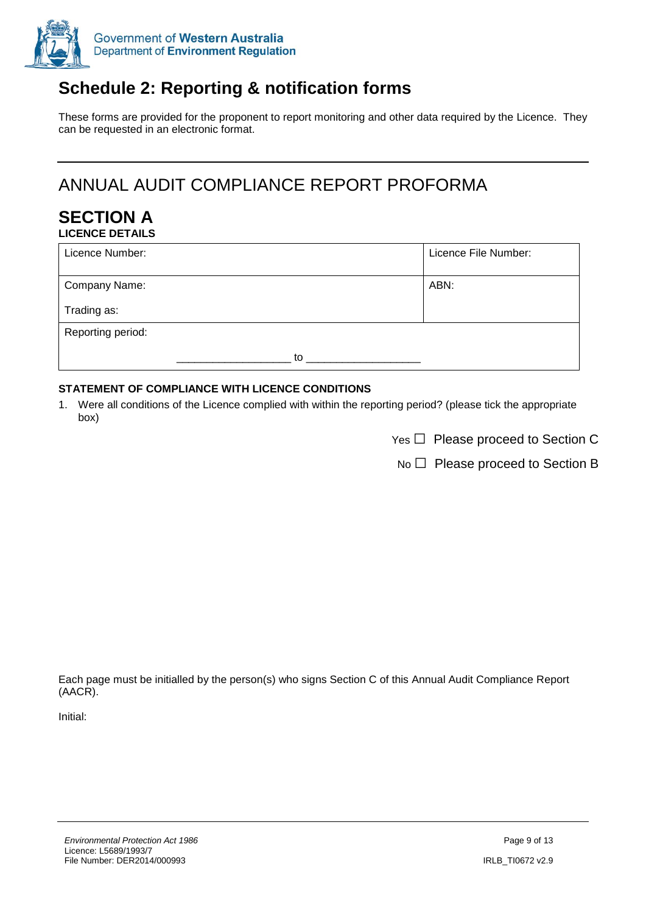## Schedule 2: Reporting & notification forms

These forms are provided for the proponent to report monitoring and other data required by the Licence. They can be requested in an electronic format.

---

# ANNUAL AUDIT COMPLIANCE REPORT PROFORMA

## SECTION A

**LICENCE DETAILS**

| Licence Number: | Licence File Number: |
|---|---|
| Company Name:<br><br>Trading as: | ABN: |
| Reporting period:<br><br>__________________ to __________________ | |

**STATEMENT OF COMPLIANCE WITH LICENCE CONDITIONS**

1. Were all conditions of the Licence complied with within the reporting period? (please tick the appropriate box)

Yes ☐ Please proceed to Section C

No ☐ Please proceed to Section B

Each page must be initialled by the person(s) who signs Section C of this Annual Audit Compliance Report (AACR).

Initial: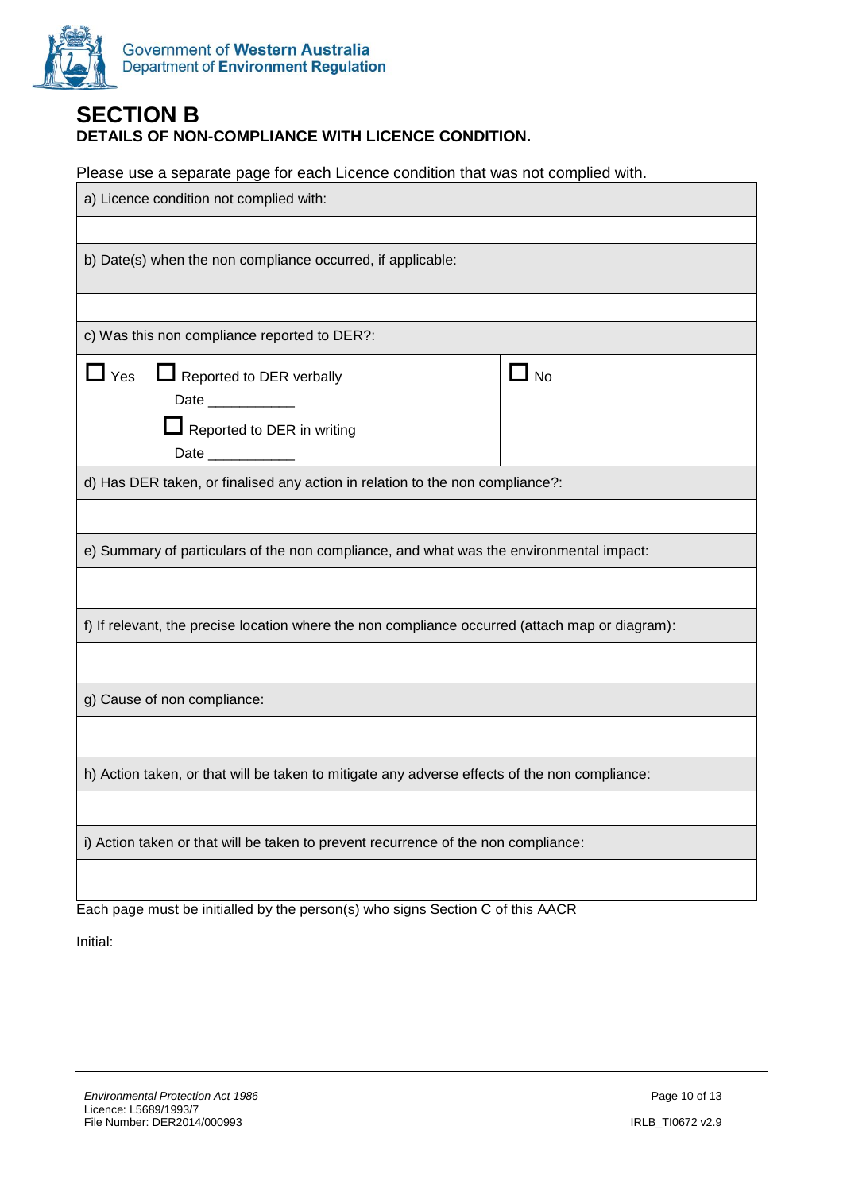# SECTION B

**DETAILS OF NON-COMPLIANCE WITH LICENCE CONDITION.**

Please use a separate page for each Licence condition that was not complied with.

| a) Licence condition not complied with: | |
|---|---|
| | |
| b) Date(s) when the non compliance occurred, if applicable: | |
| | |
| c) Was this non compliance reported to DER?: | |
| ☐ Yes ☐ Reported to DER verbally<br>Date ___________<br>☐ Reported to DER in writing<br>Date ___________ | ☐ No |
| d) Has DER taken, or finalised any action in relation to the non compliance?: | |
| | |
| e) Summary of particulars of the non compliance, and what was the environmental impact: | |
| | |
| f) If relevant, the precise location where the non compliance occurred (attach map or diagram): | |
| | |
| g) Cause of non compliance: | |
| | |
| h) Action taken, or that will be taken to mitigate any adverse effects of the non compliance: | |
| | |
| i) Action taken or that will be taken to prevent recurrence of the non compliance: | |
| | |

Each page must be initialled by the person(s) who signs Section C of this AACR

Initial: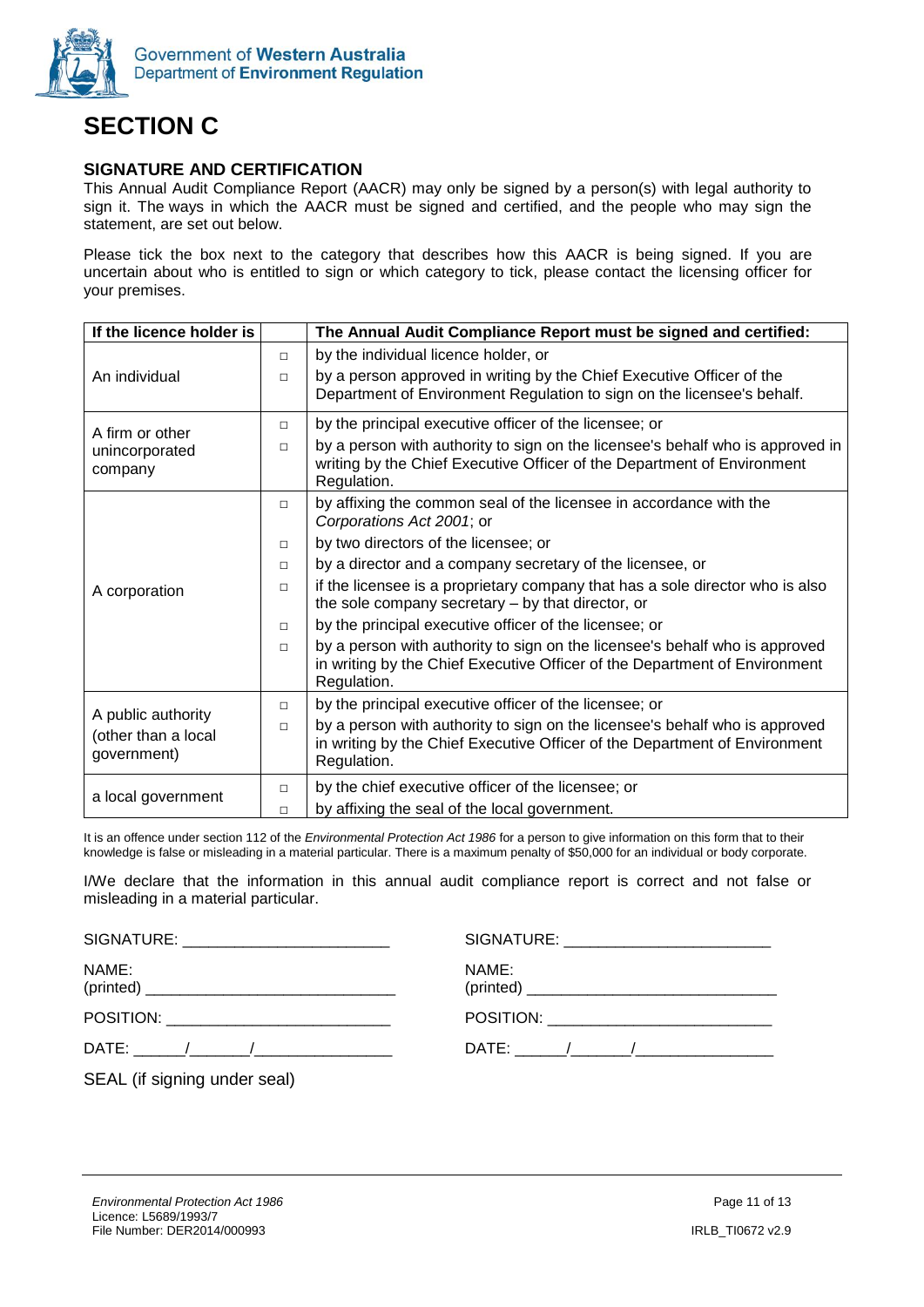# SECTION C

### SIGNATURE AND CERTIFICATION

This Annual Audit Compliance Report (AACR) may only be signed by a person(s) with legal authority to sign it. The ways in which the AACR must be signed and certified, and the people who may sign the statement, are set out below.

Please tick the box next to the category that describes how this AACR is being signed. If you are uncertain about who is entitled to sign or which category to tick, please contact the licensing officer for your premises.

| If the licence holder is | | The Annual Audit Compliance Report must be signed and certified: |
|---|---|---|
| An individual | □ | by the individual licence holder, or |
| | □ | by a person approved in writing by the Chief Executive Officer of the Department of Environment Regulation to sign on the licensee's behalf. |
| A firm or other unincorporated company | □ | by the principal executive officer of the licensee; or |
| | □ | by a person with authority to sign on the licensee's behalf who is approved in writing by the Chief Executive Officer of the Department of Environment Regulation. |
| A corporation | □ | by affixing the common seal of the licensee in accordance with the *Corporations Act 2001*; or |
| | □ | by two directors of the licensee; or |
| | □ | by a director and a company secretary of the licensee, or |
| | □ | if the licensee is a proprietary company that has a sole director who is also the sole company secretary – by that director, or |
| | □ | by the principal executive officer of the licensee; or |
| | □ | by a person with authority to sign on the licensee's behalf who is approved in writing by the Chief Executive Officer of the Department of Environment Regulation. |
| A public authority (other than a local government) | □ | by the principal executive officer of the licensee; or |
| | □ | by a person with authority to sign on the licensee's behalf who is approved in writing by the Chief Executive Officer of the Department of Environment Regulation. |
| a local government | □ | by the chief executive officer of the licensee; or |
| | □ | by affixing the seal of the local government. |

It is an offence under section 112 of the *Environmental Protection Act 1986* for a person to give information on this form that to their knowledge is false or misleading in a material particular. There is a maximum penalty of $50,000 for an individual or body corporate.

I/We declare that the information in this annual audit compliance report is correct and not false or misleading in a material particular.

SIGNATURE: ________________________

NAME: (printed) ____________________________

POSITION: __________________________

DATE: ______/_______/________________

SEAL (if signing under seal)

SIGNATURE: ________________________

NAME: (printed) ____________________________

POSITION: __________________________

DATE: ______/_______/________________

*Environmental Protection Act 1986*
Licence: L5689/1993/7
File Number: DER2014/000993

IRLB_TI0672 v2.9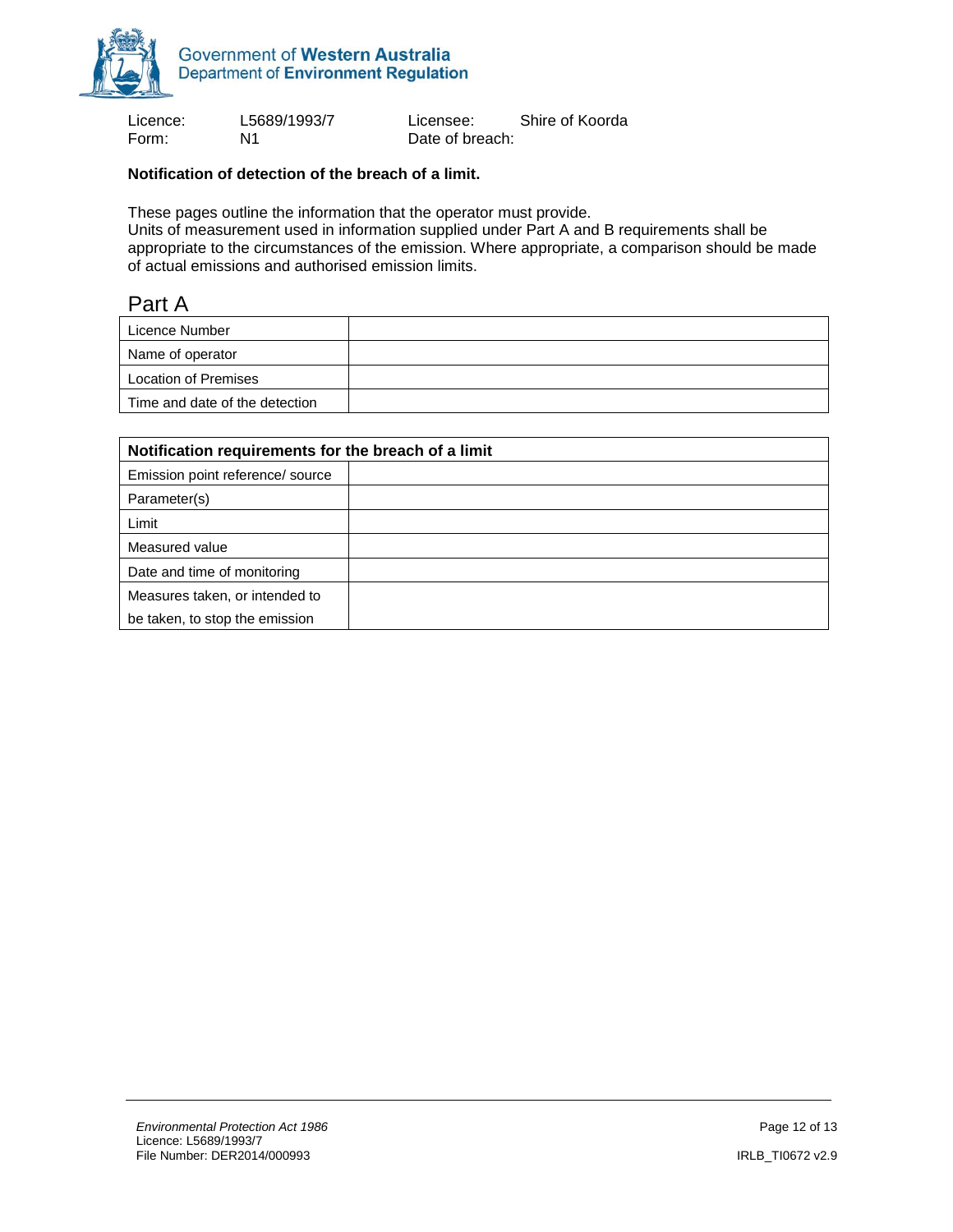Government of **Western Australia**
Department of **Environment Regulation**

| Licence: | L5689/1993/7 | Licensee: | Shire of Koorda |
|---|---|---|---|
| Form: | N1 | Date of breach: | |

**Notification of detection of the breach of a limit.**

These pages outline the information that the operator must provide.
Units of measurement used in information supplied under Part A and B requirements shall be appropriate to the circumstances of the emission. Where appropriate, a comparison should be made of actual emissions and authorised emission limits.

## Part A

| | |
|---|---|
| Licence Number | |
| Name of operator | |
| Location of Premises | |
| Time and date of the detection | |

| **Notification requirements for the breach of a limit** | |
|---|---|
| Emission point reference/ source | |
| Parameter(s) | |
| Limit | |
| Measured value | |
| Date and time of monitoring | |
| Measures taken, or intended to be taken, to stop the emission | |

*Environmental Protection Act 1986*
Licence: L5689/1993/7
File Number: DER2014/000993

IRLB_TI0672 v2.9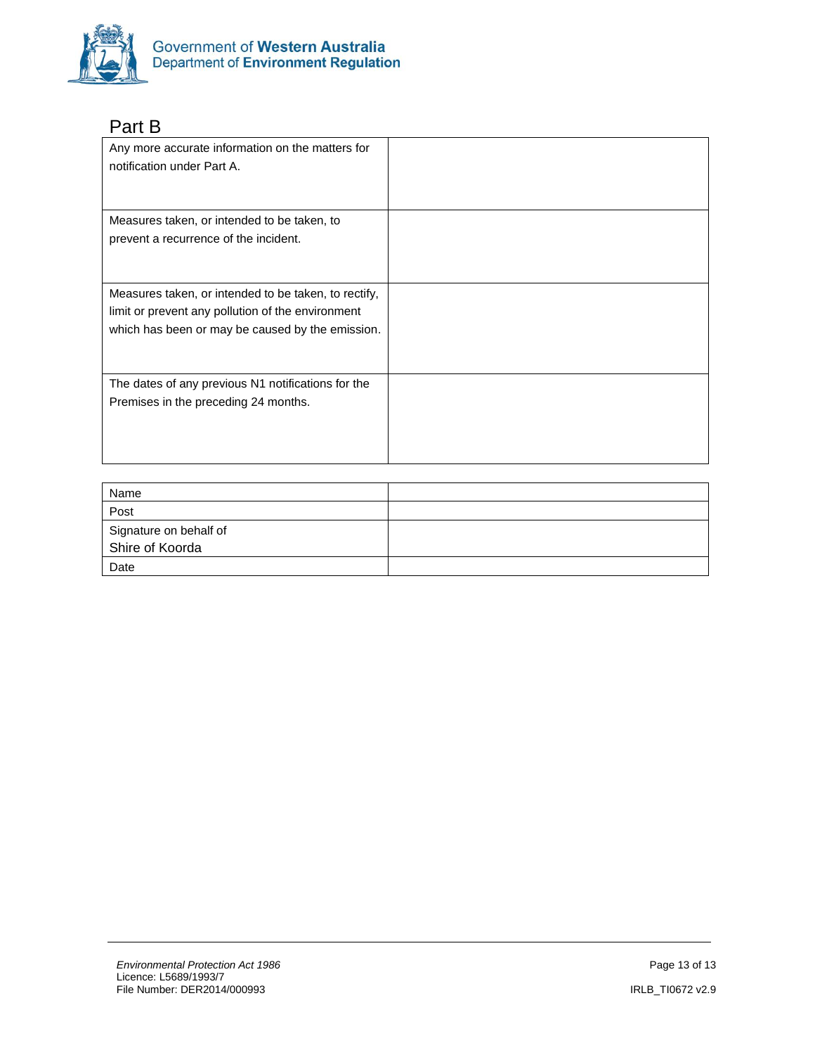## Part B

| Any more accurate information on the matters for notification under Part A. | |
|---|---|
| Measures taken, or intended to be taken, to prevent a recurrence of the incident. | |
| Measures taken, or intended to be taken, to rectify, limit or prevent any pollution of the environment which has been or may be caused by the emission. | |
| The dates of any previous N1 notifications for the Premises in the preceding 24 months. | |

| Name | |
|---|---|
| Post | |
| Signature on behalf of Shire of Koorda | |
| Date | |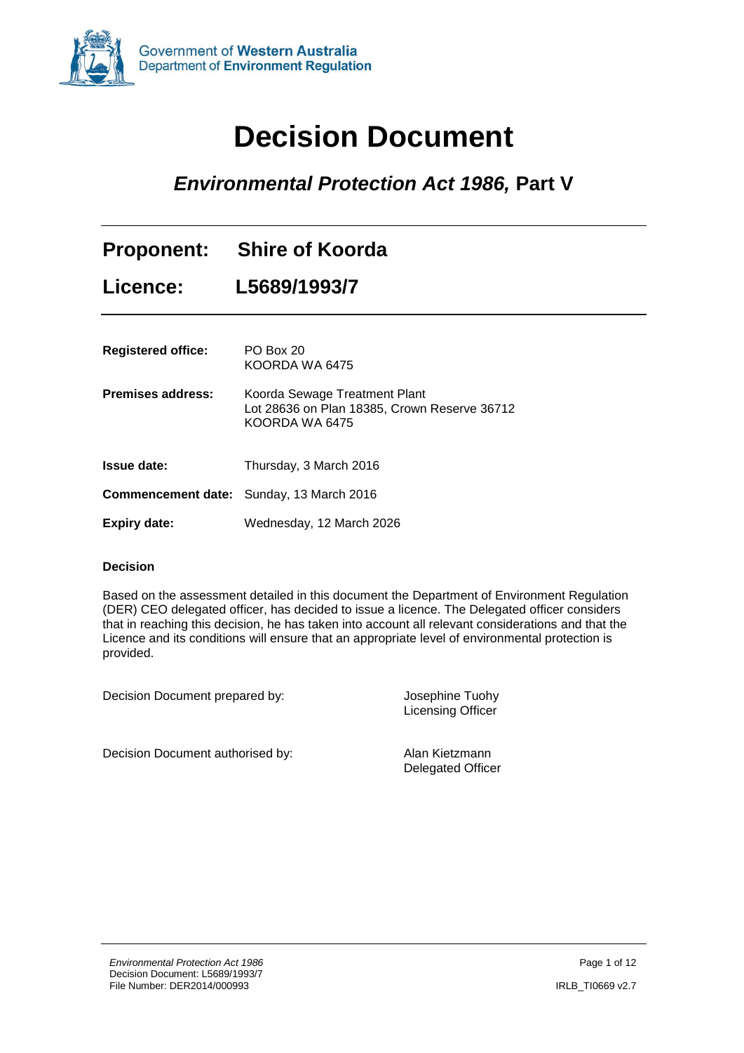Government of **Western Australia**
Department of **Environment Regulation**

# Decision Document

## *Environmental Protection Act 1986,* Part V

| | |
|---|---|
| **Proponent:** | **Shire of Koorda** |
| **Licence:** | **L5689/1993/7** |

| | |
|---|---|
| **Registered office:** | PO Box 20<br>KOORDA WA 6475 |
| **Premises address:** | Koorda Sewage Treatment Plant<br>Lot 28636 on Plan 18385, Crown Reserve 36712<br>KOORDA WA 6475 |
| **Issue date:** | Thursday, 3 March 2016 |
| **Commencement date:** | Sunday, 13 March 2016 |
| **Expiry date:** | Wednesday, 12 March 2026 |

**Decision**

Based on the assessment detailed in this document the Department of Environment Regulation (DER) CEO delegated officer, has decided to issue a licence. The Delegated officer considers that in reaching this decision, he has taken into account all relevant considerations and that the Licence and its conditions will ensure that an appropriate level of environmental protection is provided.

| | |
|---|---|
| Decision Document prepared by: | Josephine Tuohy<br>Licensing Officer |
| Decision Document authorised by: | Alan Kietzmann<br>Delegated Officer |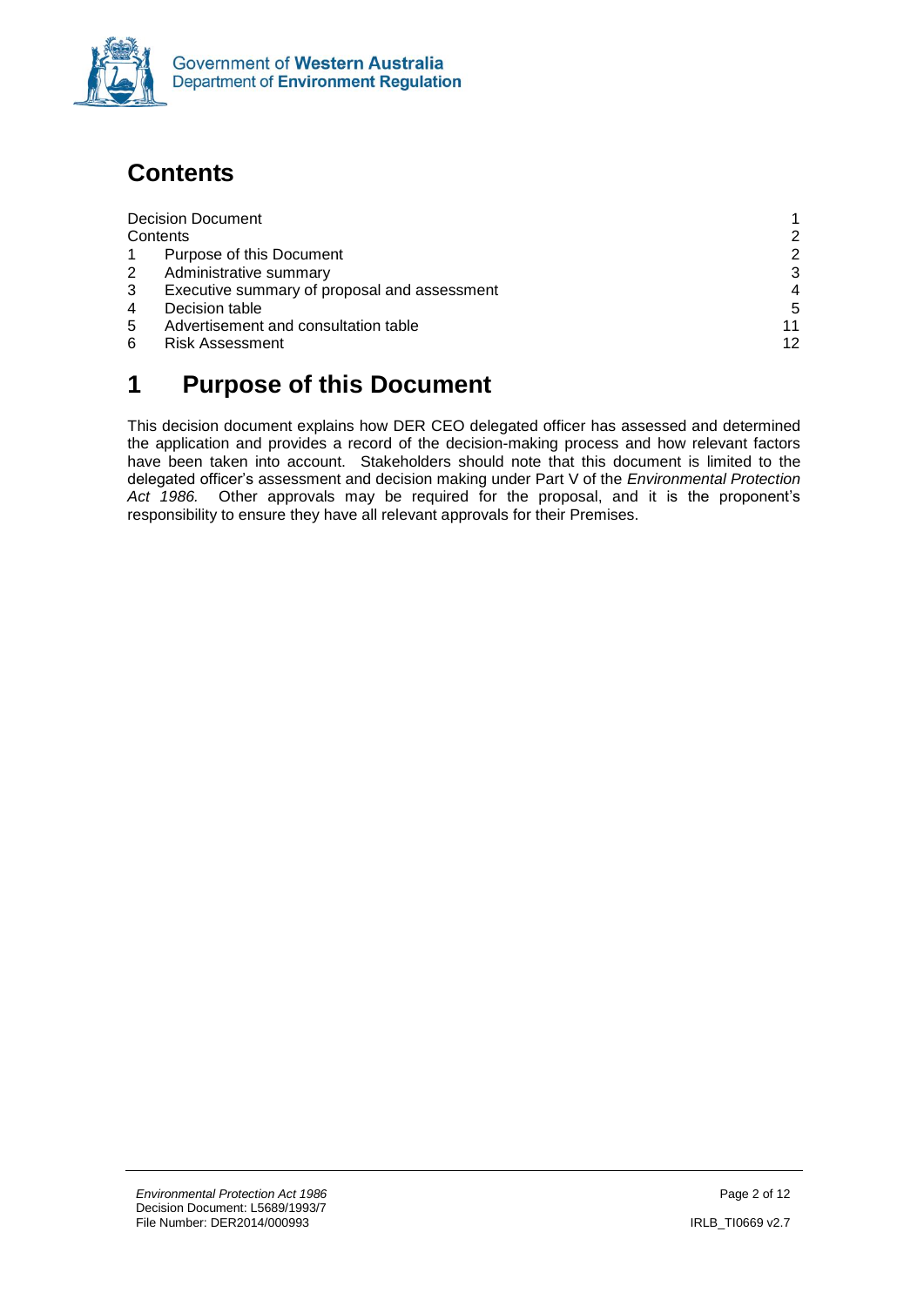# Contents

| | | |
|---|---|---|
| Decision Document | | 1 |
| Contents | | 2 |
| 1 | Purpose of this Document | 2 |
| 2 | Administrative summary | 3 |
| 3 | Executive summary of proposal and assessment | 4 |
| 4 | Decision table | 5 |
| 5 | Advertisement and consultation table | 11 |
| 6 | Risk Assessment | 12 |

# 1 Purpose of this Document

This decision document explains how DER CEO delegated officer has assessed and determined the application and provides a record of the decision-making process and how relevant factors have been taken into account. Stakeholders should note that this document is limited to the delegated officer's assessment and decision making under Part V of the *Environmental Protection Act 1986.* Other approvals may be required for the proposal, and it is the proponent's responsibility to ensure they have all relevant approvals for their Premises.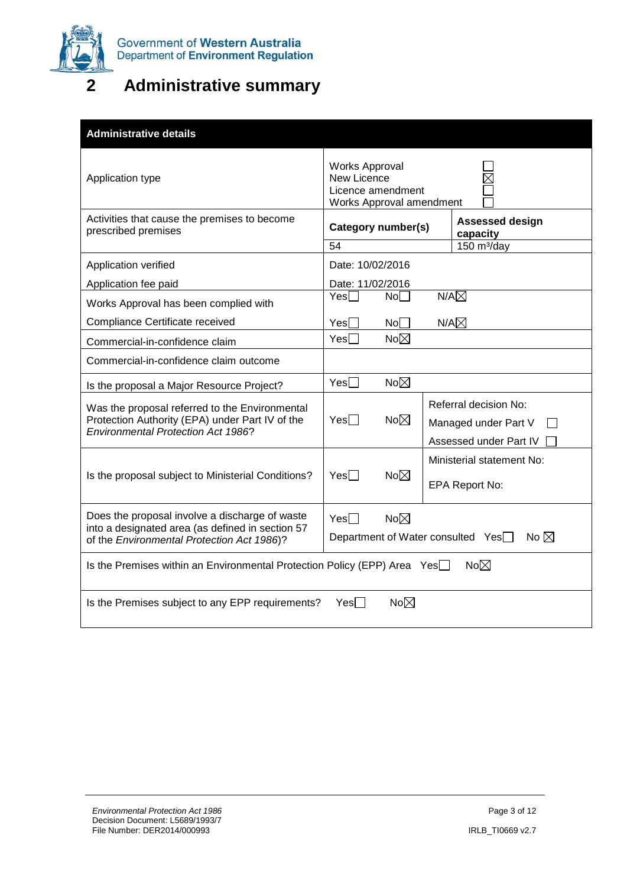## 2 Administrative summary

| Administrative details | | |
|---|---|---|
| Application type | Works Approval ☐<br>New Licence ☒<br>Licence amendment ☐<br>Works Approval amendment ☐ | |
| Activities that cause the premises to become prescribed premises | **Category number(s)** | **Assessed design capacity** |
| | 54 | 150 m³/day |
| Application verified | Date: 10/02/2016 | |
| Application fee paid | Date: 11/02/2016 | |
| Works Approval has been complied with | Yes☐ No☐ N/A☒ | |
| Compliance Certificate received | Yes☐ No☐ N/A☒ | |
| Commercial-in-confidence claim | Yes☐ No☒ | |
| Commercial-in-confidence claim outcome | | |
| Is the proposal a Major Resource Project? | Yes☐ No☒ | |
| Was the proposal referred to the Environmental Protection Authority (EPA) under Part IV of the *Environmental Protection Act 1986*? | Yes☐ No☒ | Referral decision No:<br>Managed under Part V ☐<br>Assessed under Part IV ☐ |
| Is the proposal subject to Ministerial Conditions? | Yes☐ No☒ | Ministerial statement No:<br>EPA Report No: |
| Does the proposal involve a discharge of waste into a designated area (as defined in section 57 of the *Environmental Protection Act 1986*)? | Yes☐ No☒<br>Department of Water consulted Yes☐ No ☒ | |
| Is the Premises within an Environmental Protection Policy (EPP) Area Yes☐ No☒ | | |
| Is the Premises subject to any EPP requirements? Yes☐ No☒ | | |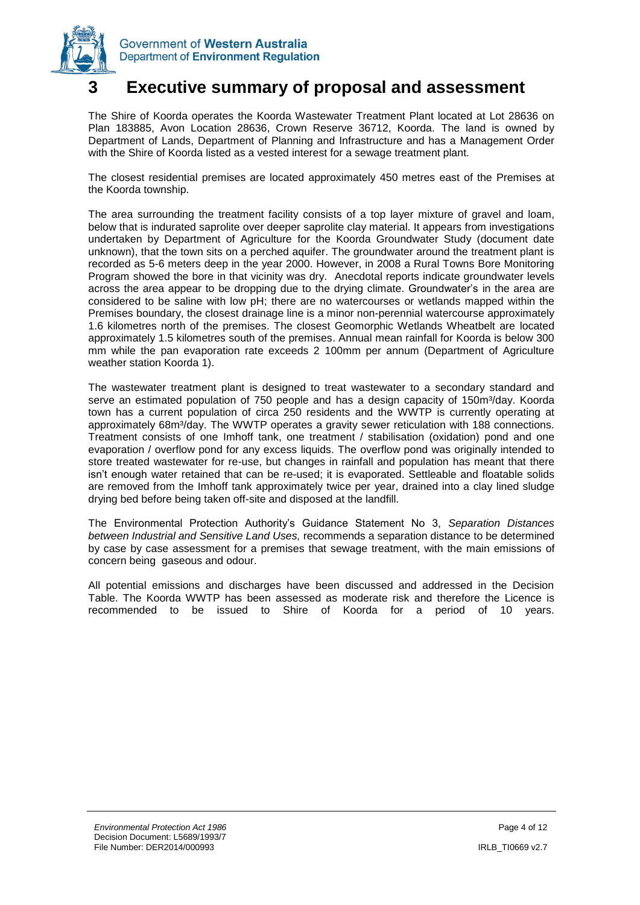# 3 Executive summary of proposal and assessment

The Shire of Koorda operates the Koorda Wastewater Treatment Plant located at Lot 28636 on Plan 183885, Avon Location 28636, Crown Reserve 36712, Koorda. The land is owned by Department of Lands, Department of Planning and Infrastructure and has a Management Order with the Shire of Koorda listed as a vested interest for a sewage treatment plant.

The closest residential premises are located approximately 450 metres east of the Premises at the Koorda township.

The area surrounding the treatment facility consists of a top layer mixture of gravel and loam, below that is indurated saprolite over deeper saprolite clay material. It appears from investigations undertaken by Department of Agriculture for the Koorda Groundwater Study (document date unknown), that the town sits on a perched aquifer. The groundwater around the treatment plant is recorded as 5-6 meters deep in the year 2000. However, in 2008 a Rural Towns Bore Monitoring Program showed the bore in that vicinity was dry. Anecdotal reports indicate groundwater levels across the area appear to be dropping due to the drying climate. Groundwater's in the area are considered to be saline with low pH; there are no watercourses or wetlands mapped within the Premises boundary, the closest drainage line is a minor non-perennial watercourse approximately 1.6 kilometres north of the premises. The closest Geomorphic Wetlands Wheatbelt are located approximately 1.5 kilometres south of the premises. Annual mean rainfall for Koorda is below 300 mm while the pan evaporation rate exceeds 2 100mm per annum (Department of Agriculture weather station Koorda 1).

The wastewater treatment plant is designed to treat wastewater to a secondary standard and serve an estimated population of 750 people and has a design capacity of 150m³/day. Koorda town has a current population of circa 250 residents and the WWTP is currently operating at approximately 68m³/day. The WWTP operates a gravity sewer reticulation with 188 connections. Treatment consists of one Imhoff tank, one treatment / stabilisation (oxidation) pond and one evaporation / overflow pond for any excess liquids. The overflow pond was originally intended to store treated wastewater for re-use, but changes in rainfall and population has meant that there isn't enough water retained that can be re-used; it is evaporated. Settleable and floatable solids are removed from the Imhoff tank approximately twice per year, drained into a clay lined sludge drying bed before being taken off-site and disposed at the landfill.

The Environmental Protection Authority's Guidance Statement No 3, *Separation Distances between Industrial and Sensitive Land Uses,* recommends a separation distance to be determined by case by case assessment for a premises that sewage treatment, with the main emissions of concern being gaseous and odour.

All potential emissions and discharges have been discussed and addressed in the Decision Table. The Koorda WWTP has been assessed as moderate risk and therefore the Licence is recommended to be issued to Shire of Koorda for a period of 10 years.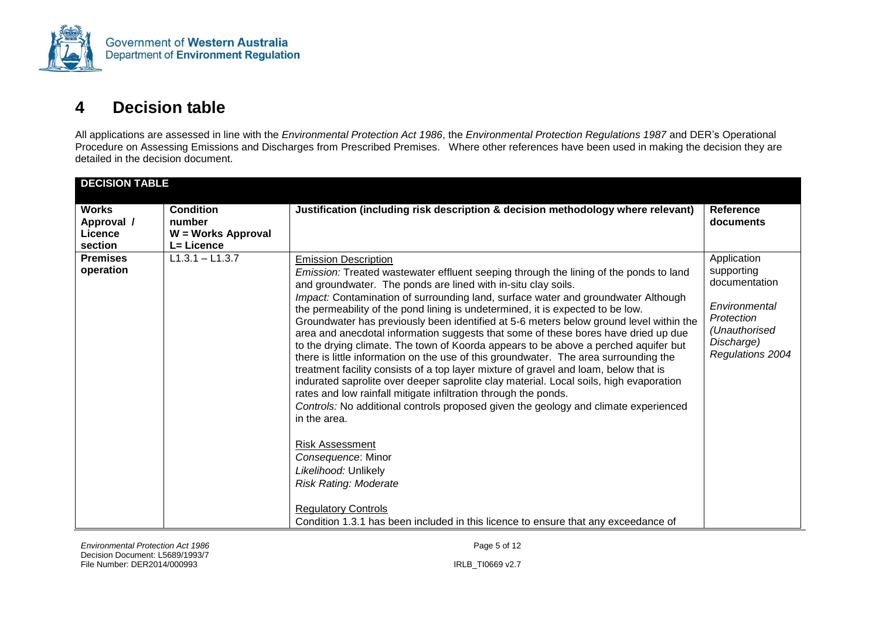# 4 Decision table

All applications are assessed in line with the *Environmental Protection Act 1986*, the *Environmental Protection Regulations 1987* and DER's Operational Procedure on Assessing Emissions and Discharges from Prescribed Premises. Where other references have been used in making the decision they are detailed in the decision document.

| **DECISION TABLE** | | | |
|---|---|---|---|
| **Works Approval / Licence section** | **Condition number W = Works Approval L= Licence** | **Justification (including risk description & decision methodology where relevant)** | **Reference documents** |
| **Premises operation** | L1.3.1 – L1.3.7 | <u>Emission Description</u><br>*Emission:* Treated wastewater effluent seeping through the lining of the ponds to land and groundwater. The ponds are lined with in-situ clay soils.<br>*Impact:* Contamination of surrounding land, surface water and groundwater Although the permeability of the pond lining is undetermined, it is expected to be low. Groundwater has previously been identified at 5-6 meters below ground level within the area and anecdotal information suggests that some of these bores have dried up due to the drying climate. The town of Koorda appears to be above a perched aquifer but there is little information on the use of this groundwater. The area surrounding the treatment facility consists of a top layer mixture of gravel and loam, below that is indurated saprolite over deeper saprolite clay material. Local soils, high evaporation rates and low rainfall mitigate infiltration through the ponds.<br>*Controls:* No additional controls proposed given the geology and climate experienced in the area.<br><br><u>Risk Assessment</u><br>*Consequence*: Minor<br>*Likelihood:* Unlikely<br>*Risk Rating: Moderate*<br><br><u>Regulatory Controls</u><br>Condition 1.3.1 has been included in this licence to ensure that any exceedance of | Application supporting documentation<br><br>*Environmental Protection (Unauthorised Discharge) Regulations 2004* |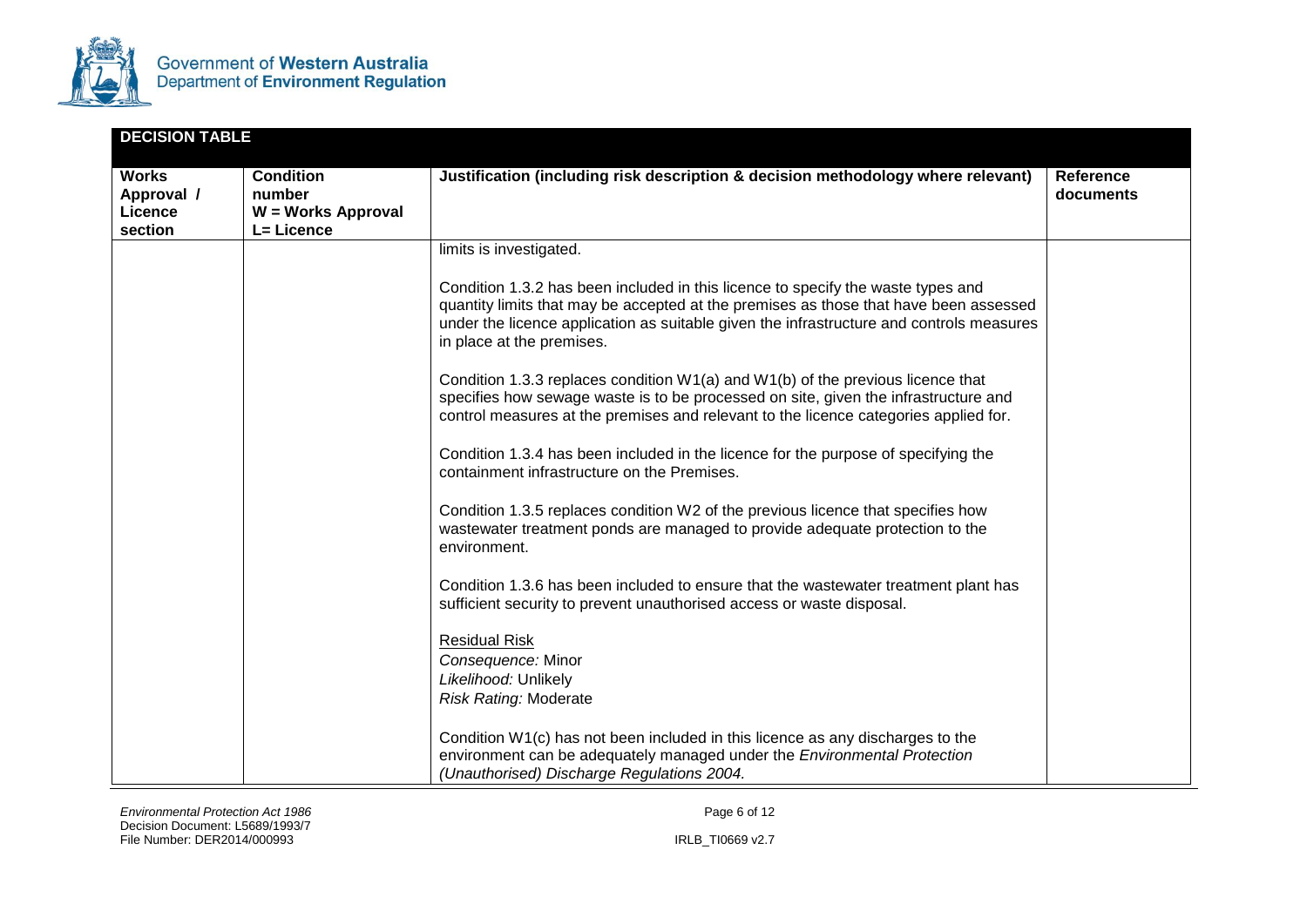**DECISION TABLE**

| Works Approval / Licence section | Condition number W = Works Approval L= Licence | Justification (including risk description & decision methodology where relevant) | Reference documents |
|---|---|---|---|
| | | limits is investigated.<br><br>Condition 1.3.2 has been included in this licence to specify the waste types and quantity limits that may be accepted at the premises as those that have been assessed under the licence application as suitable given the infrastructure and controls measures in place at the premises.<br><br>Condition 1.3.3 replaces condition W1(a) and W1(b) of the previous licence that specifies how sewage waste is to be processed on site, given the infrastructure and control measures at the premises and relevant to the licence categories applied for.<br><br>Condition 1.3.4 has been included in the licence for the purpose of specifying the containment infrastructure on the Premises.<br><br>Condition 1.3.5 replaces condition W2 of the previous licence that specifies how wastewater treatment ponds are managed to provide adequate protection to the environment.<br><br>Condition 1.3.6 has been included to ensure that the wastewater treatment plant has sufficient security to prevent unauthorised access or waste disposal.<br><br>Residual Risk<br>*Consequence:* Minor<br>*Likelihood:* Unlikely<br>*Risk Rating:* Moderate<br><br>Condition W1(c) has not been included in this licence as any discharges to the environment can be adequately managed under the *Environmental Protection (Unauthorised) Discharge Regulations 2004.* | |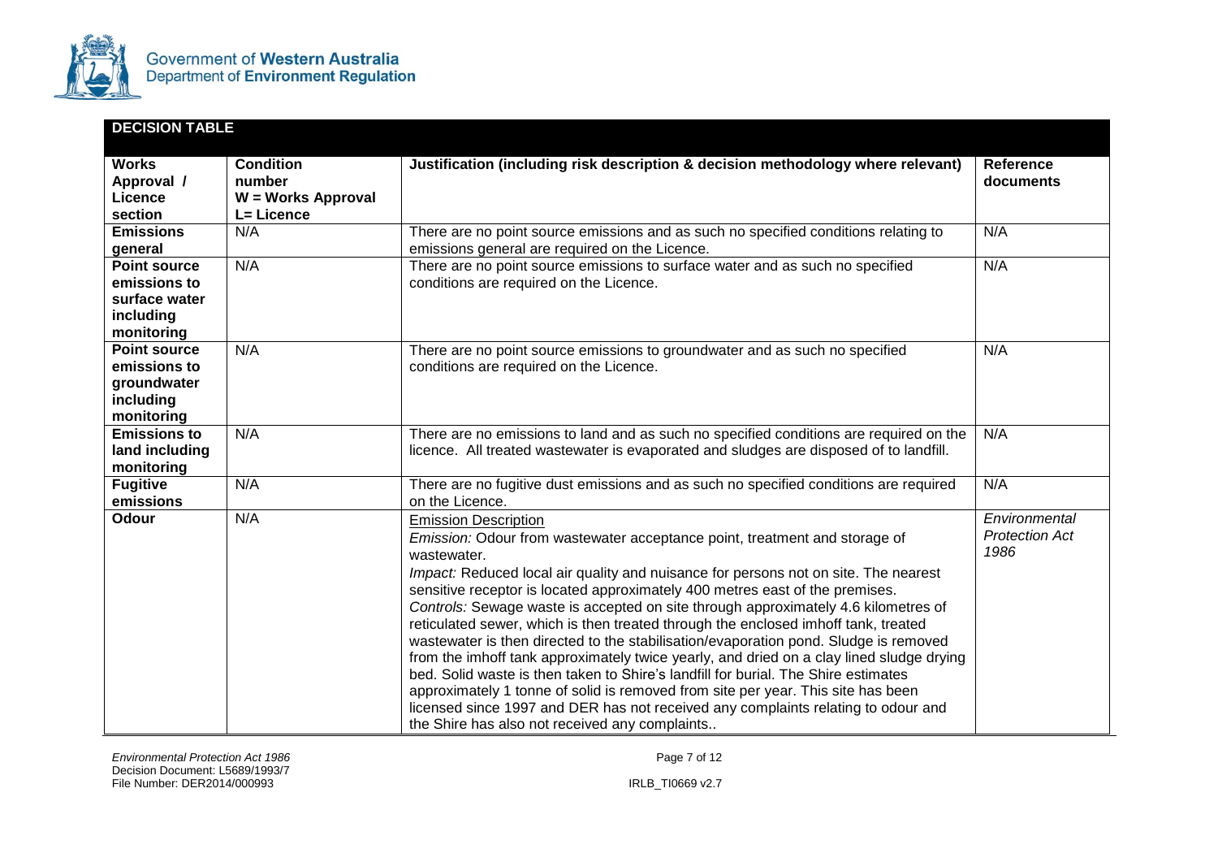**DECISION TABLE**

| Works Approval / Licence section | Condition number W = Works Approval L= Licence | Justification (including risk description & decision methodology where relevant) | Reference documents |
|---|---|---|---|
| **Emissions general** | N/A | There are no point source emissions and as such no specified conditions relating to emissions general are required on the Licence. | N/A |
| **Point source emissions to surface water including monitoring** | N/A | There are no point source emissions to surface water and as such no specified conditions are required on the Licence. | N/A |
| **Point source emissions to groundwater including monitoring** | N/A | There are no point source emissions to groundwater and as such no specified conditions are required on the Licence. | N/A |
| **Emissions to land including monitoring** | N/A | There are no emissions to land and as such no specified conditions are required on the licence. All treated wastewater is evaporated and sludges are disposed of to landfill. | N/A |
| **Fugitive emissions** | N/A | There are no fugitive dust emissions and as such no specified conditions are required on the Licence. | N/A |
| **Odour** | N/A | Emission Description<br>*Emission:* Odour from wastewater acceptance point, treatment and storage of wastewater.<br>*Impact:* Reduced local air quality and nuisance for persons not on site. The nearest sensitive receptor is located approximately 400 metres east of the premises.<br>*Controls:* Sewage waste is accepted on site through approximately 4.6 kilometres of reticulated sewer, which is then treated through the enclosed imhoff tank, treated wastewater is then directed to the stabilisation/evaporation pond. Sludge is removed from the imhoff tank approximately twice yearly, and dried on a clay lined sludge drying bed. Solid waste is then taken to Shire's landfill for burial. The Shire estimates approximately 1 tonne of solid is removed from site per year. This site has been licensed since 1997 and DER has not received any complaints relating to odour and the Shire has also not received any complaints.. | *Environmental Protection Act 1986* |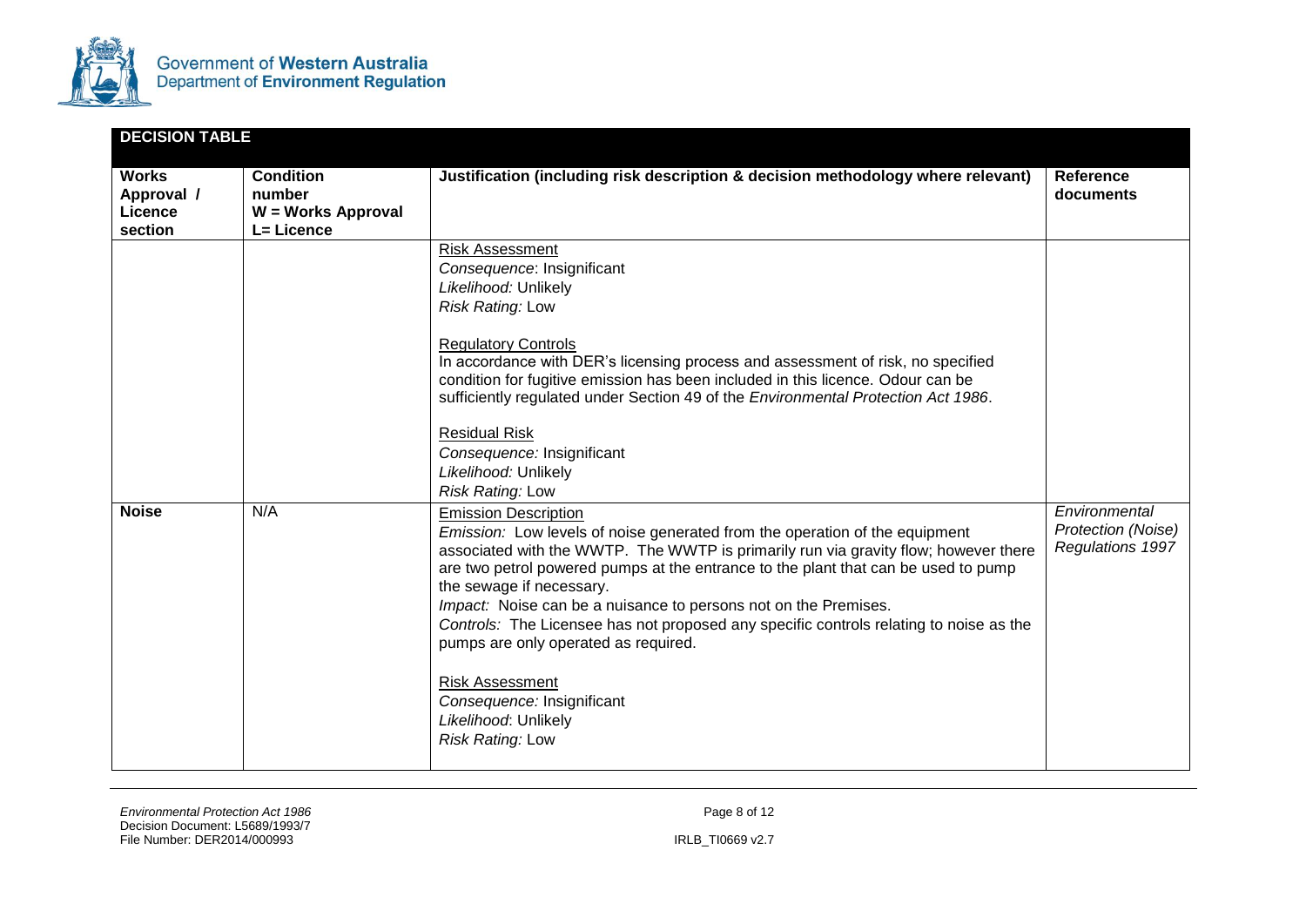| **DECISION TABLE** | | | |
|---|---|---|---|
| **Works Approval / Licence section** | **Condition number W = Works Approval L= Licence** | **Justification (including risk description & decision methodology where relevant)** | **Reference documents** |
| | | <u>Risk Assessment</u><br>*Consequence*: Insignificant<br>*Likelihood:* Unlikely<br>*Risk Rating:* Low<br><br><u>Regulatory Controls</u><br>In accordance with DER's licensing process and assessment of risk, no specified condition for fugitive emission has been included in this licence. Odour can be sufficiently regulated under Section 49 of the *Environmental Protection Act 1986*.<br><br><u>Residual Risk</u><br>*Consequence:* Insignificant<br>*Likelihood:* Unlikely<br>*Risk Rating:* Low | |
| **Noise** | N/A | <u>Emission Description</u><br>*Emission:* Low levels of noise generated from the operation of the equipment associated with the WWTP. The WWTP is primarily run via gravity flow; however there are two petrol powered pumps at the entrance to the plant that can be used to pump the sewage if necessary.<br>*Impact:* Noise can be a nuisance to persons not on the Premises.<br>*Controls:* The Licensee has not proposed any specific controls relating to noise as the pumps are only operated as required.<br><br><u>Risk Assessment</u><br>*Consequence:* Insignificant<br>*Likelihood*: Unlikely<br>*Risk Rating:* Low | *Environmental Protection (Noise) Regulations 1997* |

*Environmental Protection Act 1986*
Decision Document: L5689/1993/7
File Number: DER2014/000993

IRLB_TI0669 v2.7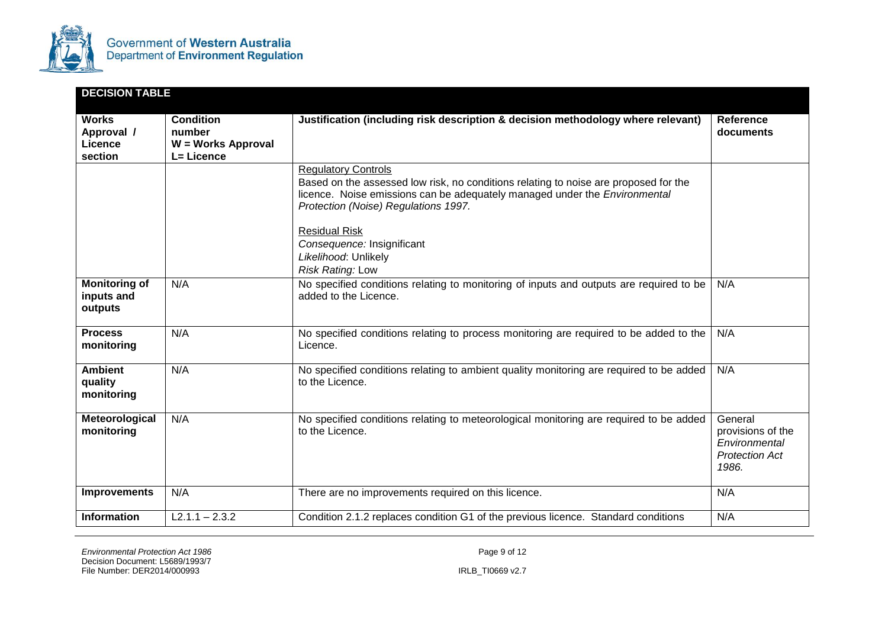## DECISION TABLE

| Works Approval / Licence section | Condition number W = Works Approval L= Licence | Justification (including risk description & decision methodology where relevant) | Reference documents |
|---|---|---|---|
| | | Regulatory Controls<br>Based on the assessed low risk, no conditions relating to noise are proposed for the licence. Noise emissions can be adequately managed under the *Environmental Protection (Noise) Regulations 1997.*<br><br>Residual Risk<br>*Consequence:* Insignificant<br>*Likelihood*: Unlikely<br>*Risk Rating:* Low | |
| **Monitoring of inputs and outputs** | N/A | No specified conditions relating to monitoring of inputs and outputs are required to be added to the Licence. | N/A |
| **Process monitoring** | N/A | No specified conditions relating to process monitoring are required to be added to the Licence. | N/A |
| **Ambient quality monitoring** | N/A | No specified conditions relating to ambient quality monitoring are required to be added to the Licence. | N/A |
| **Meteorological monitoring** | N/A | No specified conditions relating to meteorological monitoring are required to be added to the Licence. | General provisions of the *Environmental Protection Act 1986.* |
| **Improvements** | N/A | There are no improvements required on this licence. | N/A |
| **Information** | L2.1.1 – 2.3.2 | Condition 2.1.2 replaces condition G1 of the previous licence. Standard conditions | N/A |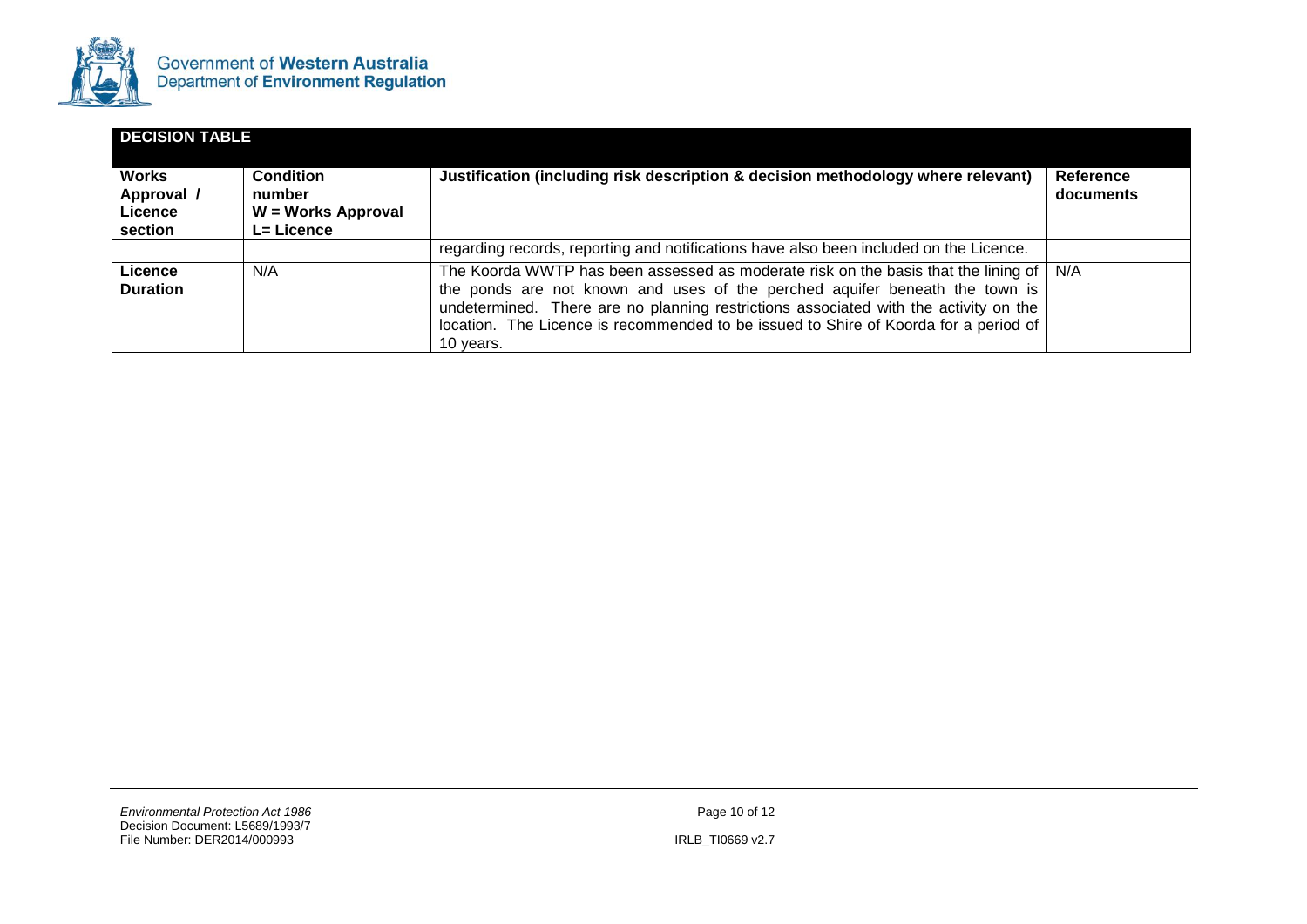| DECISION TABLE | | | |
|---|---|---|---|
| **Works Approval / Licence section** | **Condition number W = Works Approval L= Licence** | **Justification (including risk description & decision methodology where relevant)** | **Reference documents** |
| | | regarding records, reporting and notifications have also been included on the Licence. | |
| **Licence Duration** | N/A | The Koorda WWTP has been assessed as moderate risk on the basis that the lining of the ponds are not known and uses of the perched aquifer beneath the town is undetermined. There are no planning restrictions associated with the activity on the location. The Licence is recommended to be issued to Shire of Koorda for a period of 10 years. | N/A |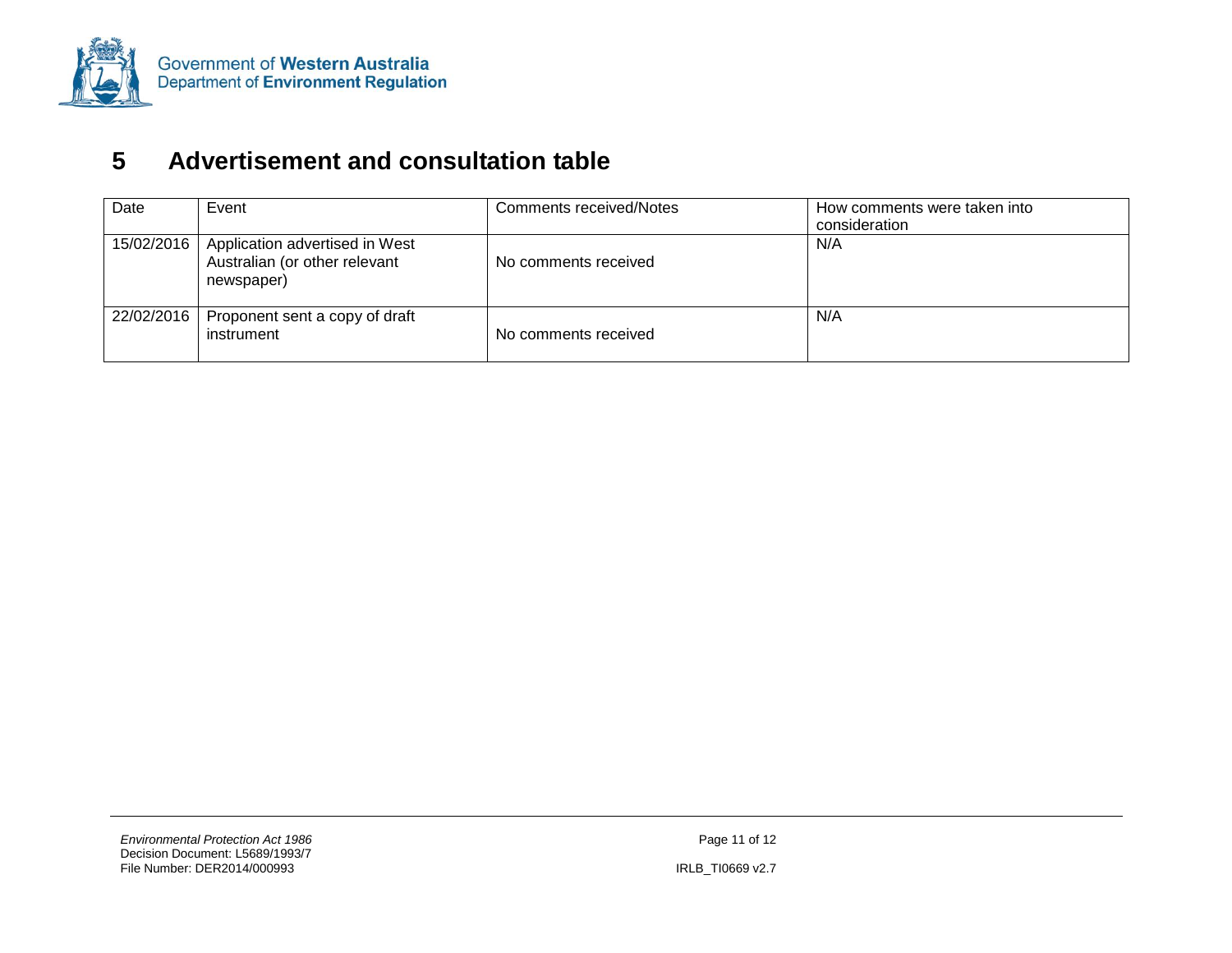## 5 Advertisement and consultation table

| Date | Event | Comments received/Notes | How comments were taken into consideration |
|---|---|---|---|
| 15/02/2016 | Application advertised in West Australian (or other relevant newspaper) | No comments received | N/A |
| 22/02/2016 | Proponent sent a copy of draft instrument | No comments received | N/A |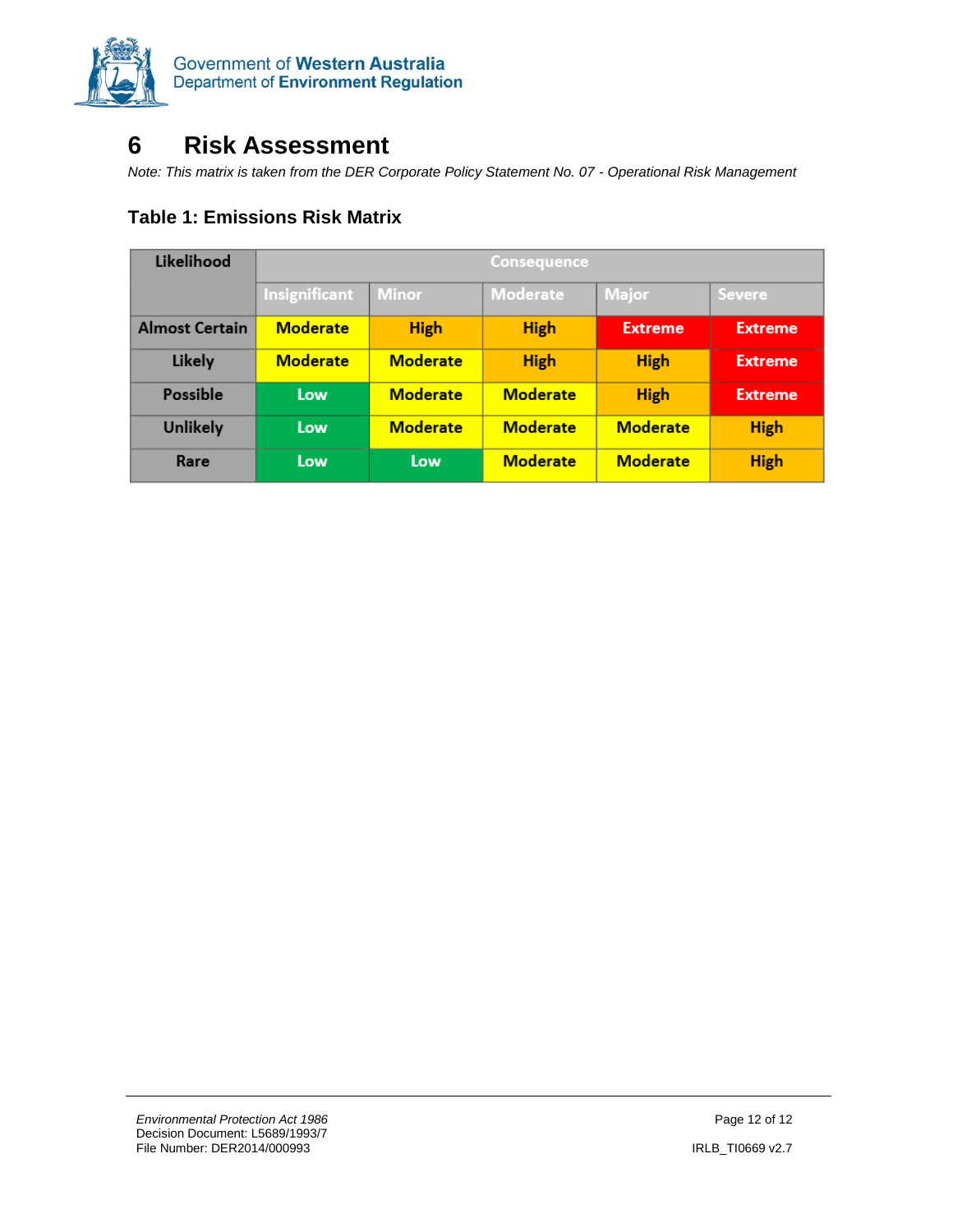# 6 Risk Assessment

*Note: This matrix is taken from the DER Corporate Policy Statement No. 07 - Operational Risk Management*

### Table 1: Emissions Risk Matrix

| Likelihood | Consequence | | | | |
|---|---|---|---|---|---|
| | Insignificant | Minor | Moderate | Major | Severe |
| Almost Certain | Moderate | High | High | Extreme | Extreme |
| Likely | Moderate | Moderate | High | High | Extreme |
| Possible | Low | Moderate | Moderate | High | Extreme |
| Unlikely | Low | Moderate | Moderate | Moderate | High |
| Rare | Low | Low | Moderate | Moderate | High |